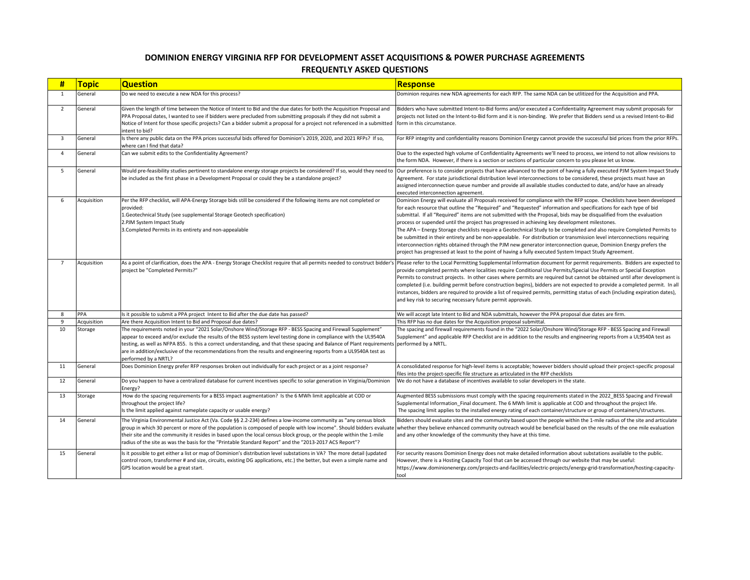# DOMINION ENERGY VIRGINIA RFP FOR DEVELOPMENT ASSET ACQUISITIONS & POWER PURCHASE AGREEMENTS
## FREQUENTLY ASKED QUESTIONS

| # | Topic | Question | Response |
|---|---|---|---|
| 1 | General | Do we need to execute a new NDA for this process? | Dominion requires new NDA agreements for each RFP. The same NDA can be utlitized for the Acquisition and PPA. |
| 2 | General | Given the length of time between the Notice of Intent to Bid and the due dates for both the Acquisition Proposal and PPA Proposal dates, I wanted to see if bidders were precluded from submitting proposals if they did not submit a Notice of Intent for those specific projects? Can a bidder submit a proposal for a project not referenced in a submitted intent to bid? | Bidders who have submitted Intent-to-Bid forms and/or executed a Confidentiality Agreement may submit proposals for projects not listed on the Intent-to-Bid form and it is non-binding. We prefer that Bidders send us a revised Intent-to-Bid form in this circumstance. |
| 3 | General | Is there any public data on the PPA prices successful bids offered for Dominion's 2019, 2020, and 2021 RFPs? If so, where can I find that data? | For RFP integrity and confidentiality reasons Dominion Energy cannot provide the successful bid prices from the prior RFPs. |
| 4 | General | Can we submit edits to the Confidentiality Agreement? | Due to the expected high volume of Confidentiality Agreements we'll need to process, we intend to not allow revisions to the form NDA. However, if there is a section or sections of particular concern to you please let us know. |
| 5 | General | Would pre-feasibility studies pertinent to standalone energy storage projects be considered? If so, would they need to be included as the first phase in a Development Proposal or could they be a standalone project? | Our preference is to consider projects that have advanced to the point of having a fully executed PJM System Impact Study Agreement. For state jurisdictional distribution level interconnections to be considered, these projects must have an assigned interconnection queue number and provide all available studies conducted to date, and/or have an already executed interconnection agreement. |
| 6 | Acquisition | Per the RFP checklist, will APA-Energy Storage bids still be considered if the following items are not completed or provided:<br>1.Geotechnical Study (see supplemental Storage Geotech specification)<br>2.PJM System Impact Study<br>3.Completed Permits in its entirety and non-appealable | Dominion Energy will evaluate all Proposals received for compliance with the RFP scope. Checklists have been developed for each resource that outline the "Required" and "Requested" information and specifications for each type of bid submittal. If all "Required" items are not submitted with the Proposal, bids may be disqualified from the evaluation process or supended until the project has progressed in achieving key development milestones.<br>The APA – Energy Storage checklists require a Geotechnical Study to be completed and also require Completed Permits to be submitted in their entirety and be non-appealable. For distribution or transmission level interconnections requiring interconnection rights obtained through the PJM new generator interconnection queue, Dominion Energy prefers the project has progressed at least to the point of having a fully executed System Impact Study Agreement. |
| 7 | Acquisition | As a point of clarification, does the APA - Energy Storage Checklist require that all permits needed to construct bidder's project be "Completed Permits?" | Please refer to the Local Permitting Supplemental Information document for permit requirements. Bidders are expected to provide completed permits where localities require Conditional Use Permits/Special Use Permits or Special Exception Permits to construct projects. In other cases where permits are required but cannot be obtained until after development is completed (i.e. building permit before construction begins), bidders are not expected to provide a completed permit. In all instances, bidders are required to provide a list of required permits, permitting status of each (including expiration dates), and key risk to securing necessary future permit approvals. |
| 8 | PPA | Is it possible to submit a PPA project Intent to Bid after the due date has passed? | We will accept late Intent to Bid and NDA submittals, however the PPA proposal due dates are firm. |
| 9 | Acquisition | Are there Acquisition Intent to Bid and Proposal due dates? | This RFP has no due dates for the Acquisition proposal submittal. |
| 10 | Storage | The requirements noted in your "2021 Solar/Onshore Wind/Storage RFP - BESS Spacing and Firewall Supplement" appear to exceed and/or exclude the results of the BESS system level testing done in compliance with the UL9540A testing, as well as NFPA 855. Is this a correct understanding, and that these spacing and Balance of Plant requirements are in addition/exclusive of the recommendations from the results and engineering reports from a UL9540A test as performed by a NRTL? | The spacing and firewall requirements found in the "2022 Solar/Onshore Wind/Storage RFP - BESS Spacing and Firewall Supplement" and applicable RFP Checklist are in addition to the results and engineering reports from a UL9540A test as performed by a NRTL. |
| 11 | General | Does Dominion Energy prefer RFP responses broken out individually for each project or as a joint response? | A consolidated response for high-level items is acceptable; however bidders should upload their project-specific proposal files into the project-specific file structure as articulated in the RFP checklists |
| 12 | General | Do you happen to have a centralized database for current incentives specific to solar generation in Virginia/Dominion Energy? | We do not have a database of incentives available to solar developers in the state. |
| 13 | Storage | How do the spacing requirements for a BESS impact augmentation? Is the 6 MWh limit applicable at COD or throughout the project life?<br>Is the limit applied against nameplate capacity or usable energy? | Augmented BESS submissions must comply with the spacing requirements stated in the 2022_BESS Spacing and Firewall Supplemental Information_Final document. The 6 MWh limit is applicable at COD and throughout the project life.<br>The spacing limit applies to the installed energy rating of each container/structure or group of containers/structures. |
| 14 | General | The Virginia Environmental Justice Act (Va. Code §§ 2.2-234) defines a low-income community as "any census block group in which 30 percent or more of the population is composed of people with low income". Should bidders evaluate their site and the community it resides in based upon the local census block group, or the people within the 1-mile radius of the site as was the basis for the "Printable Standard Report" and the "2013-2017 ACS Report"? | Bidders should evaluate sites and the community based upon the people within the 1-mile radius of the site and articulate whether they believe enhanced community outreach would be beneficial based on the results of the one mile evaluation and any other knowledge of the community they have at this time. |
| 15 | General | Is it possible to get either a list or map of Dominion's distribution level substations in VA? The more detail (updated control room, transformer # and size, circuits, existing DG applications, etc.) the better, but even a simple name and GPS location would be a great start. | For security reasons Dominion Energy does not make detailed information about substations available to the public. However, there is a Hosting Capacity Tool that can be accessed through our website that may be useful: https://www.dominionenergy.com/projects-and-facilities/electric-projects/energy-grid-transformation/hosting-capacity-tool |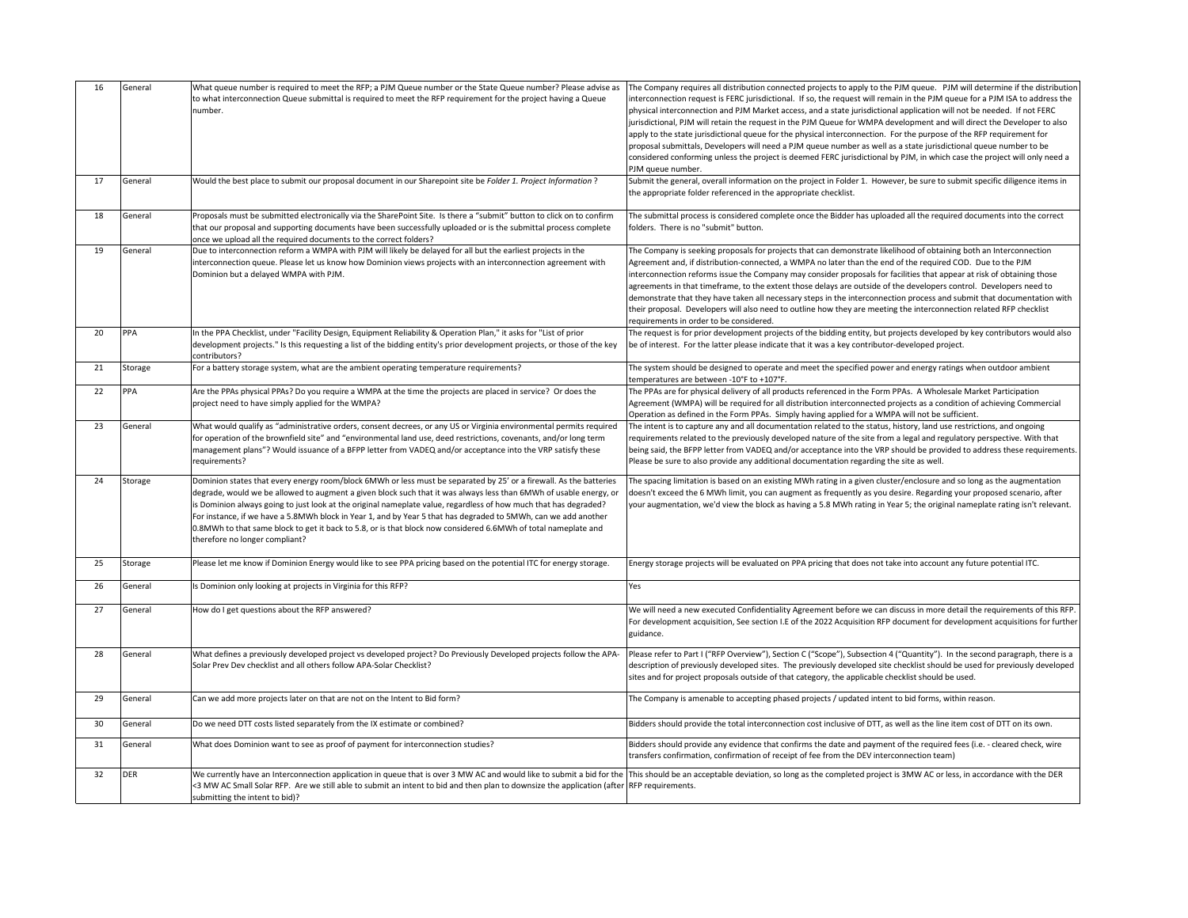| | | | |
|---|---|---|---|
| 16 | General | What queue number is required to meet the RFP; a PJM Queue number or the State Queue number? Please advise as to what interconnection Queue submittal is required to meet the RFP requirement for the project having a Queue number. | The Company requires all distribution connected projects to apply to the PJM queue. PJM will determine if the distribution interconnection request is FERC jurisdictional. If so, the request will remain in the PJM queue for a PJM ISA to address the physical interconnection and PJM Market access, and a state jurisdictional application will not be needed. If not FERC jurisdictional, PJM will retain the request in the PJM Queue for WMPA development and will direct the Developer to also apply to the state jurisdictional queue for the physical interconnection. For the purpose of the RFP requirement for proposal submittals, Developers will need a PJM queue number as well as a state jurisdictional queue number to be considered conforming unless the project is deemed FERC jurisdictional by PJM, in which case the project will only need a PJM queue number. |
| 17 | General | Would the best place to submit our proposal document in our Sharepoint site be *Folder 1. Project Information* ? | Submit the general, overall information on the project in Folder 1. However, be sure to submit specific diligence items in the appropriate folder referenced in the appropriate checklist. |
| 18 | General | Proposals must be submitted electronically via the SharePoint Site. Is there a "submit" button to click on to confirm that our proposal and supporting documents have been successfully uploaded or is the submittal process complete once we upload all the required documents to the correct folders? | The submittal process is considered complete once the Bidder has uploaded all the required documents into the correct folders. There is no "submit" button. |
| 19 | General | Due to interconnection reform a WMPA with PJM will likely be delayed for all but the earliest projects in the interconnection queue. Please let us know how Dominion views projects with an interconnection agreement with Dominion but a delayed WMPA with PJM. | The Company is seeking proposals for projects that can demonstrate likelihood of obtaining both an Interconnection Agreement and, if distribution-connected, a WMPA no later than the end of the required COD. Due to the PJM interconnection reforms issue the Company may consider proposals for facilities that appear at risk of obtaining those agreements in that timeframe, to the extent those delays are outside of the developers control. Developers need to demonstrate that they have taken all necessary steps in the interconnection process and submit that documentation with their proposal. Developers will also need to outline how they are meeting the interconnection related RFP checklist requirements in order to be considered. |
| 20 | PPA | In the PPA Checklist, under "Facility Design, Equipment Reliability & Operation Plan," it asks for "List of prior development projects." Is this requesting a list of the bidding entity's prior development projects, or those of the key contributors? | The request is for prior development projects of the bidding entity, but projects developed by key contributors would also be of interest. For the latter please indicate that it was a key contributor-developed project. |
| 21 | Storage | For a battery storage system, what are the ambient operating temperature requirements? | The system should be designed to operate and meet the specified power and energy ratings when outdoor ambient temperatures are between -10°F to +107°F. |
| 22 | PPA | Are the PPAs physical PPAs? Do you require a WMPA at the time the projects are placed in service? Or does the project need to have simply applied for the WMPA? | The PPAs are for physical delivery of all products referenced in the Form PPAs. A Wholesale Market Participation Agreement (WMPA) will be required for all distribution interconnected projects as a condition of achieving Commercial Operation as defined in the Form PPAs. Simply having applied for a WMPA will not be sufficient. |
| 23 | General | What would qualify as "administrative orders, consent decrees, or any US or Virginia environmental permits required for operation of the brownfield site" and "environmental land use, deed restrictions, covenants, and/or long term management plans"? Would issuance of a BFPP letter from VADEQ and/or acceptance into the VRP satisfy these requirements? | The intent is to capture any and all documentation related to the status, history, land use restrictions, and ongoing requirements related to the previously developed nature of the site from a legal and regulatory perspective. With that being said, the BFPP letter from VADEQ and/or acceptance into the VRP should be provided to address these requirements. Please be sure to also provide any additional documentation regarding the site as well. |
| 24 | Storage | Dominion states that every energy room/block 6MWh or less must be separated by 25' or a firewall. As the batteries degrade, would we be allowed to augment a given block such that it was always less than 6MWh of usable energy, or is Dominion always going to just look at the original nameplate value, regardless of how much that has degraded? For instance, if we have a 5.8MWh block in Year 1, and by Year 5 that has degraded to 5MWh, can we add another 0.8MWh to that same block to get it back to 5.8, or is that block now considered 6.6MWh of total nameplate and therefore no longer compliant? | The spacing limitation is based on an existing MWh rating in a given cluster/enclosure and so long as the augmentation doesn't exceed the 6 MWh limit, you can augment as frequently as you desire. Regarding your proposed scenario, after your augmentation, we'd view the block as having a 5.8 MWh rating in Year 5; the original nameplate rating isn't relevant. |
| 25 | Storage | Please let me know if Dominion Energy would like to see PPA pricing based on the potential ITC for energy storage. | Energy storage projects will be evaluated on PPA pricing that does not take into account any future potential ITC. |
| 26 | General | Is Dominion only looking at projects in Virginia for this RFP? | Yes |
| 27 | General | How do I get questions about the RFP answered? | We will need a new executed Confidentiality Agreement before we can discuss in more detail the requirements of this RFP. For development acquisition, See section I.E of the 2022 Acquisition RFP document for development acquisitions for further guidance. |
| 28 | General | What defines a previously developed project vs developed project? Do Previously Developed projects follow the APA-Solar Prev Dev checklist and all others follow APA-Solar Checklist? | Please refer to Part I ("RFP Overview"), Section C ("Scope"), Subsection 4 ("Quantity"). In the second paragraph, there is a description of previously developed sites. The previously developed site checklist should be used for previously developed sites and for project proposals outside of that category, the applicable checklist should be used. |
| 29 | General | Can we add more projects later on that are not on the Intent to Bid form? | The Company is amenable to accepting phased projects / updated intent to bid forms, within reason. |
| 30 | General | Do we need DTT costs listed separately from the IX estimate or combined? | Bidders should provide the total interconnection cost inclusive of DTT, as well as the line item cost of DTT on its own. |
| 31 | General | What does Dominion want to see as proof of payment for interconnection studies? | Bidders should provide any evidence that confirms the date and payment of the required fees (i.e. - cleared check, wire transfers confirmation, confirmation of receipt of fee from the DEV interconnection team) |
| 32 | DER | We currently have an Interconnection application in queue that is over 3 MW AC and would like to submit a bid for the <3 MW AC Small Solar RFP. Are we still able to submit an intent to bid and then plan to downsize the application (after submitting the intent to bid)? | This should be an acceptable deviation, so long as the completed project is 3MW AC or less, in accordance with the DER RFP requirements. |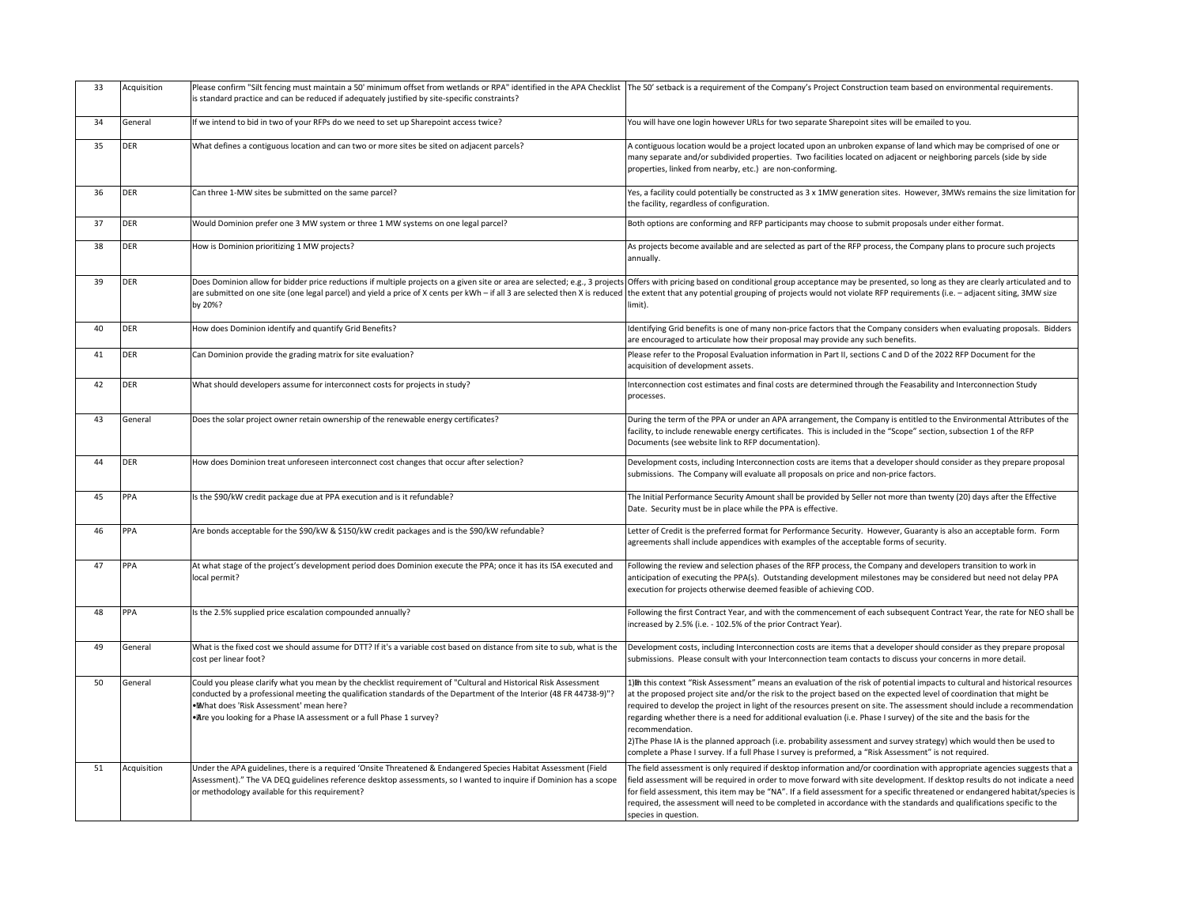| 33 | Acquisition | Please confirm "Silt fencing must maintain a 50' minimum offset from wetlands or RPA" identified in the APA Checklist is standard practice and can be reduced if adequately justified by site-specific constraints? | The 50' setback is a requirement of the Company's Project Construction team based on environmental requirements. |
|---|---|---|---|
| 34 | General | If we intend to bid in two of your RFPs do we need to set up Sharepoint access twice? | You will have one login however URLs for two separate Sharepoint sites will be emailed to you. |
| 35 | DER | What defines a contiguous location and can two or more sites be sited on adjacent parcels? | A contiguous location would be a project located upon an unbroken expanse of land which may be comprised of one or many separate and/or subdivided properties. Two facilities located on adjacent or neighboring parcels (side by side properties, linked from nearby, etc.) are non-conforming. |
| 36 | DER | Can three 1-MW sites be submitted on the same parcel? | Yes, a facility could potentially be constructed as 3 x 1MW generation sites. However, 3MWs remains the size limitation for the facility, regardless of configuration. |
| 37 | DER | Would Dominion prefer one 3 MW system or three 1 MW systems on one legal parcel? | Both options are conforming and RFP participants may choose to submit proposals under either format. |
| 38 | DER | How is Dominion prioritizing 1 MW projects? | As projects become available and are selected as part of the RFP process, the Company plans to procure such projects annually. |
| 39 | DER | Does Dominion allow for bidder price reductions if multiple projects on a given site or area are selected; e.g., 3 projects are submitted on one site (one legal parcel) and yield a price of X cents per kWh – if all 3 are selected then X is reduced by 20%? | Offers with pricing based on conditional group acceptance may be presented, so long as they are clearly articulated and to the extent that any potential grouping of projects would not violate RFP requirements (i.e. – adjacent siting, 3MW size limit). |
| 40 | DER | How does Dominion identify and quantify Grid Benefits? | Identifying Grid benefits is one of many non-price factors that the Company considers when evaluating proposals. Bidders are encouraged to articulate how their proposal may provide any such benefits. |
| 41 | DER | Can Dominion provide the grading matrix for site evaluation? | Please refer to the Proposal Evaluation information in Part II, sections C and D of the 2022 RFP Document for the acquisition of development assets. |
| 42 | DER | What should developers assume for interconnect costs for projects in study? | Interconnection cost estimates and final costs are determined through the Feasability and Interconnection Study processes. |
| 43 | General | Does the solar project owner retain ownership of the renewable energy certificates? | During the term of the PPA or under an APA arrangement, the Company is entitled to the Environmental Attributes of the facility, to include renewable energy certificates. This is included in the "Scope" section, subsection 1 of the RFP Documents (see website link to RFP documentation). |
| 44 | DER | How does Dominion treat unforeseen interconnect cost changes that occur after selection? | Development costs, including Interconnection costs are items that a developer should consider as they prepare proposal submissions. The Company will evaluate all proposals on price and non-price factors. |
| 45 | PPA | Is the $90/kW credit package due at PPA execution and is it refundable? | The Initial Performance Security Amount shall be provided by Seller not more than twenty (20) days after the Effective Date. Security must be in place while the PPA is effective. |
| 46 | PPA | Are bonds acceptable for the $90/kW & $150/kW credit packages and is the $90/kW refundable? | Letter of Credit is the preferred format for Performance Security. However, Guaranty is also an acceptable form. Form agreements shall include appendices with examples of the acceptable forms of security. |
| 47 | PPA | At what stage of the project's development period does Dominion execute the PPA; once it has its ISA executed and local permit? | Following the review and selection phases of the RFP process, the Company and developers transition to work in anticipation of executing the PPA(s). Outstanding development milestones may be considered but need not delay PPA execution for projects otherwise deemed feasible of achieving COD. |
| 48 | PPA | Is the 2.5% supplied price escalation compounded annually? | Following the first Contract Year, and with the commencement of each subsequent Contract Year, the rate for NEO shall be increased by 2.5% (i.e. - 102.5% of the prior Contract Year). |
| 49 | General | What is the fixed cost we should assume for DTT? If it's a variable cost based on distance from site to sub, what is the cost per linear foot? | Development costs, including Interconnection costs are items that a developer should consider as they prepare proposal submissions. Please consult with your Interconnection team contacts to discuss your concerns in more detail. |
| 50 | General | Could you please clarify what you mean by the checklist requirement of "Cultural and Historical Risk Assessment conducted by a professional meeting the qualification standards of the Department of the Interior (48 FR 44738-9)"?<br>• What does 'Risk Assessment' mean here?<br>• Are you looking for a Phase IA assessment or a full Phase 1 survey? | 1) In this context "Risk Assessment" means an evaluation of the risk of potential impacts to cultural and historical resources at the proposed project site and/or the risk to the project based on the expected level of coordination that might be required to develop the project in light of the resources present on site. The assessment should include a recommendation regarding whether there is a need for additional evaluation (i.e. Phase I survey) of the site and the basis for the recommendation.<br>2) The Phase IA is the planned approach (i.e. probability assessment and survey strategy) which would then be used to complete a Phase I survey. If a full Phase I survey is preformed, a "Risk Assessment" is not required. |
| 51 | Acquisition | Under the APA guidelines, there is a required 'Onsite Threatened & Endangered Species Habitat Assessment (Field Assessment).'' The VA DEQ guidelines reference desktop assessments, so I wanted to inquire if Dominion has a scope or methodology available for this requirement? | The field assessment is only required if desktop information and/or coordination with appropriate agencies suggests that a field assessment will be required in order to move forward with site development. If desktop results do not indicate a need for field assessment, this item may be "NA". If a field assessment for a specific threatened or endangered habitat/species is required, the assessment will need to be completed in accordance with the standards and qualifications specific to the species in question. |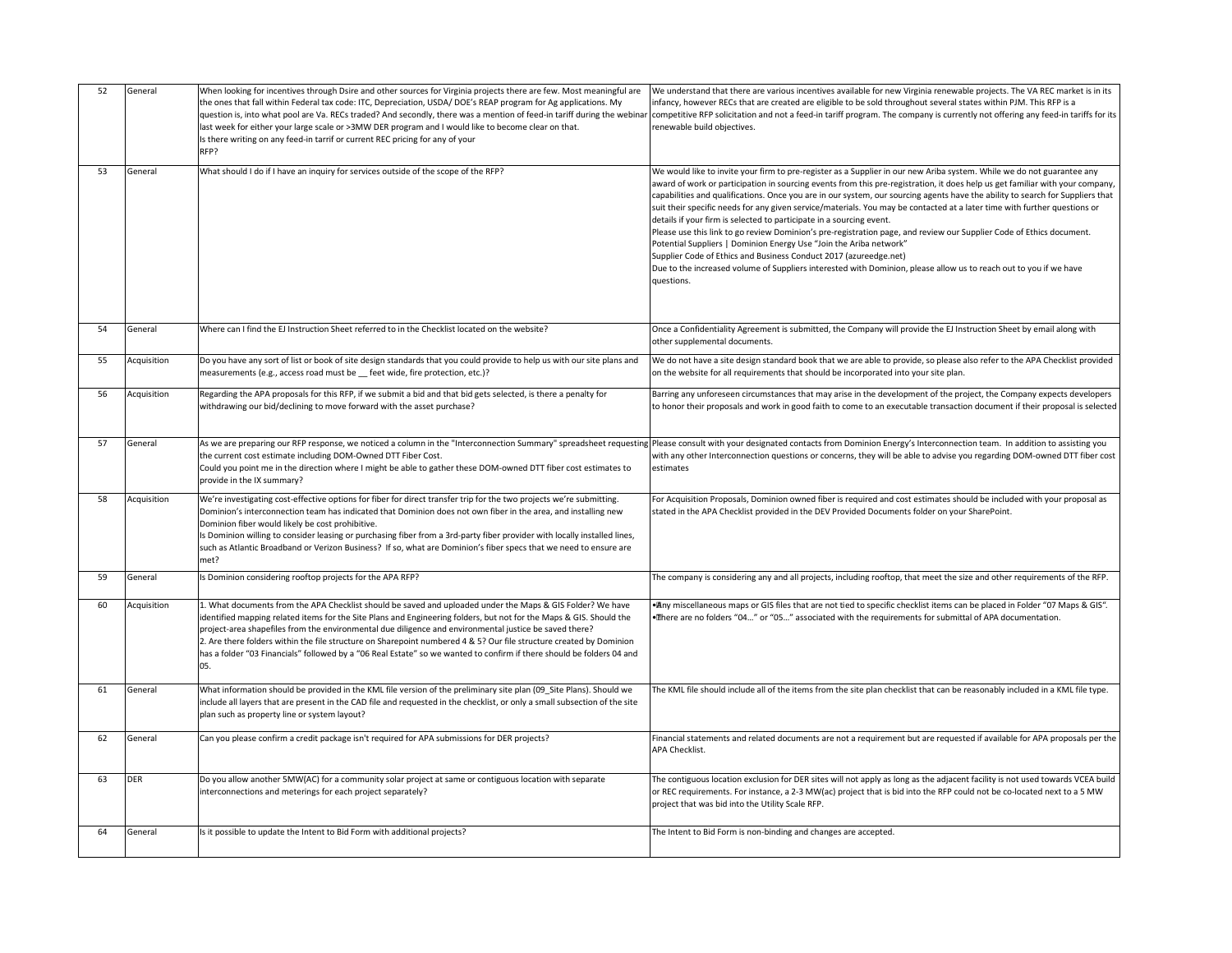| 52 | General | When looking for incentives through Dsire and other sources for Virginia projects there are few. Most meaningful are the ones that fall within Federal tax code: ITC, Depreciation, USDA/ DOE's REAP program for Ag applications. My question is, into what pool are Va. RECs traded? And secondly, there was a mention of feed-in tariff during the webinar last week for either your large scale or >3MW DER program and I would like to become clear on that. Is there writing on any feed-in tarrif or current REC pricing for any of your RFP? | We understand that there are various incentives available for new Virginia renewable projects. The VA REC market is in its infancy, however RECs that are created are eligible to be sold throughout several states within PJM. This RFP is a competitive RFP solicitation and not a feed-in tariff program. The company is currently not offering any feed-in tariffs for its renewable build objectives. |
|---|---|---|---|
| 53 | General | What should I do if I have an inquiry for services outside of the scope of the RFP? | We would like to invite your firm to pre-register as a Supplier in our new Ariba system. While we do not guarantee any award of work or participation in sourcing events from this pre-registration, it does help us get familiar with your company, capabilities and qualifications. Once you are in our system, our sourcing agents have the ability to search for Suppliers that suit their specific needs for any given service/materials. You may be contacted at a later time with further questions or details if your firm is selected to participate in a sourcing event. Please use this link to go review Dominion's pre-registration page, and review our Supplier Code of Ethics document. Potential Suppliers \| Dominion Energy Use "Join the Ariba network" Supplier Code of Ethics and Business Conduct 2017 (azureedge.net) Due to the increased volume of Suppliers interested with Dominion, please allow us to reach out to you if we have questions. |
| 54 | General | Where can I find the EJ Instruction Sheet referred to in the Checklist located on the website? | Once a Confidentiality Agreement is submitted, the Company will provide the EJ Instruction Sheet by email along with other supplemental documents. |
| 55 | Acquisition | Do you have any sort of list or book of site design standards that you could provide to help us with our site plans and measurements (e.g., access road must be __ feet wide, fire protection, etc.)? | We do not have a site design standard book that we are able to provide, so please also refer to the APA Checklist provided on the website for all requirements that should be incorporated into your site plan. |
| 56 | Acquisition | Regarding the APA proposals for this RFP, if we submit a bid and that bid gets selected, is there a penalty for withdrawing our bid/declining to move forward with the asset purchase? | Barring any unforeseen circumstances that may arise in the development of the project, the Company expects developers to honor their proposals and work in good faith to come to an executable transaction document if their proposal is selected |
| 57 | General | As we are preparing our RFP response, we noticed a column in the "Interconnection Summary" spreadsheet requesting the current cost estimate including DOM-Owned DTT Fiber Cost. Could you point me in the direction where I might be able to gather these DOM-owned DTT fiber cost estimates to provide in the IX summary? | Please consult with your designated contacts from Dominion Energy's Interconnection team. In addition to assisting you with any other Interconnection questions or concerns, they will be able to advise you regarding DOM-owned DTT fiber cost estimates |
| 58 | Acquisition | We're investigating cost-effective options for fiber for direct transfer trip for the two projects we're submitting. Dominion's interconnection team has indicated that Dominion does not own fiber in the area, and installing new Dominion fiber would likely be cost prohibitive. Is Dominion willing to consider leasing or purchasing fiber from a 3rd-party fiber provider with locally installed lines, such as Atlantic Broadband or Verizon Business? If so, what are Dominion's fiber specs that we need to ensure are met? | For Acquisition Proposals, Dominion owned fiber is required and cost estimates should be included with your proposal as stated in the APA Checklist provided in the DEV Provided Documents folder on your SharePoint. |
| 59 | General | Is Dominion considering rooftop projects for the APA RFP? | The company is considering any and all projects, including rooftop, that meet the size and other requirements of the RFP. |
| 60 | Acquisition | 1. What documents from the APA Checklist should be saved and uploaded under the Maps & GIS Folder? We have identified mapping related items for the Site Plans and Engineering folders, but not for the Maps & GIS. Should the project-area shapefiles from the environmental due diligence and environmental justice be saved there? 2. Are there folders within the file structure on Sharepoint numbered 4 & 5? Our file structure created by Dominion has a folder "03 Financials" followed by a "06 Real Estate" so we wanted to confirm if there should be folders 04 and 05. | • Any miscellaneous maps or GIS files that are not tied to specific checklist items can be placed in Folder "07 Maps & GIS". • There are no folders "04…" or "05…" associated with the requirements for submittal of APA documentation. |
| 61 | General | What information should be provided in the KML file version of the preliminary site plan (09_Site Plans). Should we include all layers that are present in the CAD file and requested in the checklist, or only a small subsection of the site plan such as property line or system layout? | The KML file should include all of the items from the site plan checklist that can be reasonably included in a KML file type. |
| 62 | General | Can you please confirm a credit package isn't required for APA submissions for DER projects? | Financial statements and related documents are not a requirement but are requested if available for APA proposals per the APA Checklist. |
| 63 | DER | Do you allow another 5MW(AC) for a community solar project at same or contiguous location with separate interconnections and meterings for each project separately? | The contiguous location exclusion for DER sites will not apply as long as the adjacent facility is not used towards VCEA build or REC requirements. For instance, a 2-3 MW(ac) project that is bid into the RFP could not be co-located next to a 5 MW project that was bid into the Utility Scale RFP. |
| 64 | General | Is it possible to update the Intent to Bid Form with additional projects? | The Intent to Bid Form is non-binding and changes are accepted. |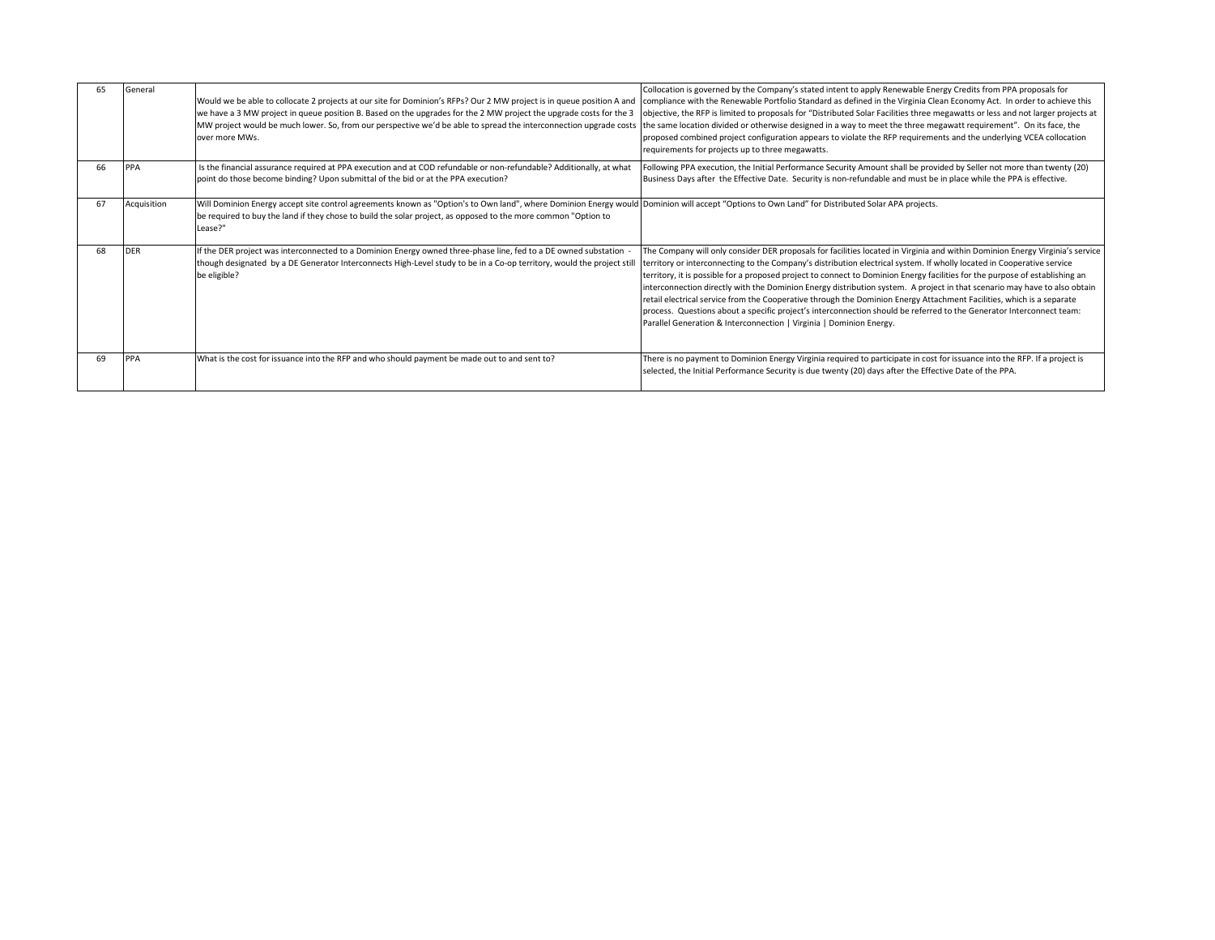| | | | |
|---|---|---|---|
| 65 | General | Would we be able to collocate 2 projects at our site for Dominion's RFPs? Our 2 MW project is in queue position A and we have a 3 MW project in queue position B. Based on the upgrades for the 2 MW project the upgrade costs for the 3 MW project would be much lower. So, from our perspective we'd be able to spread the interconnection upgrade costs over more MWs. | Collocation is governed by the Company's stated intent to apply Renewable Energy Credits from PPA proposals for compliance with the Renewable Portfolio Standard as defined in the Virginia Clean Economy Act. In order to achieve this objective, the RFP is limited to proposals for "Distributed Solar Facilities three megawatts or less and not larger projects at the same location divided or otherwise designed in a way to meet the three megawatt requirement". On its face, the proposed combined project configuration appears to violate the RFP requirements and the underlying VCEA collocation requirements for projects up to three megawatts. |
| 66 | PPA | Is the financial assurance required at PPA execution and at COD refundable or non-refundable? Additionally, at what point do those become binding? Upon submittal of the bid or at the PPA execution? | Following PPA execution, the Initial Performance Security Amount shall be provided by Seller not more than twenty (20) Business Days after the Effective Date. Security is non-refundable and must be in place while the PPA is effective. |
| 67 | Acquisition | Will Dominion Energy accept site control agreements known as "Option's to Own land", where Dominion Energy would be required to buy the land if they chose to build the solar project, as opposed to the more common "Option to Lease?" | Dominion will accept "Options to Own Land" for Distributed Solar APA projects. |
| 68 | DER | If the DER project was interconnected to a Dominion Energy owned three-phase line, fed to a DE owned substation - though designated by a DE Generator Interconnects High-Level study to be in a Co-op territory, would the project still be eligible? | The Company will only consider DER proposals for facilities located in Virginia and within Dominion Energy Virginia's service territory or interconnecting to the Company's distribution electrical system. If wholly located in Cooperative service territory, it is possible for a proposed project to connect to Dominion Energy facilities for the purpose of establishing an interconnection directly with the Dominion Energy distribution system. A project in that scenario may have to also obtain retail electrical service from the Cooperative through the Dominion Energy Attachment Facilities, which is a separate process. Questions about a specific project's interconnection should be referred to the Generator Interconnect team: Parallel Generation & Interconnection \| Virginia \| Dominion Energy. |
| 69 | PPA | What is the cost for issuance into the RFP and who should payment be made out to and sent to? | There is no payment to Dominion Energy Virginia required to participate in cost for issuance into the RFP. If a project is selected, the Initial Performance Security is due twenty (20) days after the Effective Date of the PPA. |